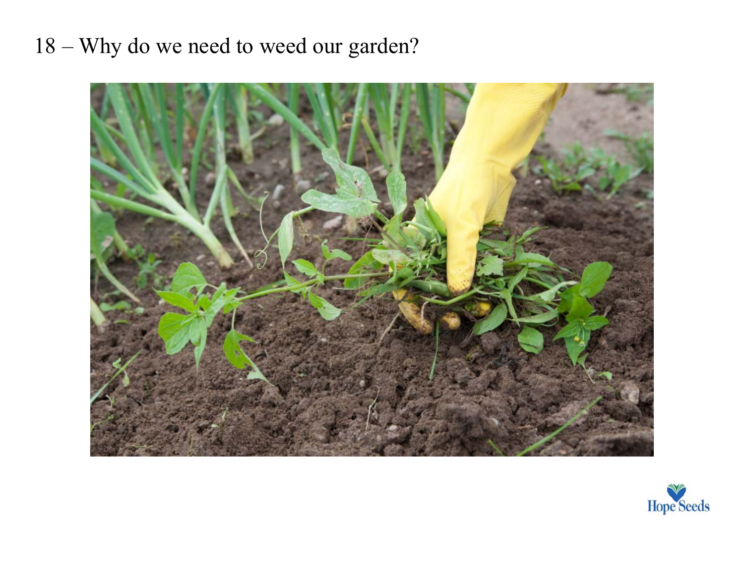18 – Why do we need to weed our garden?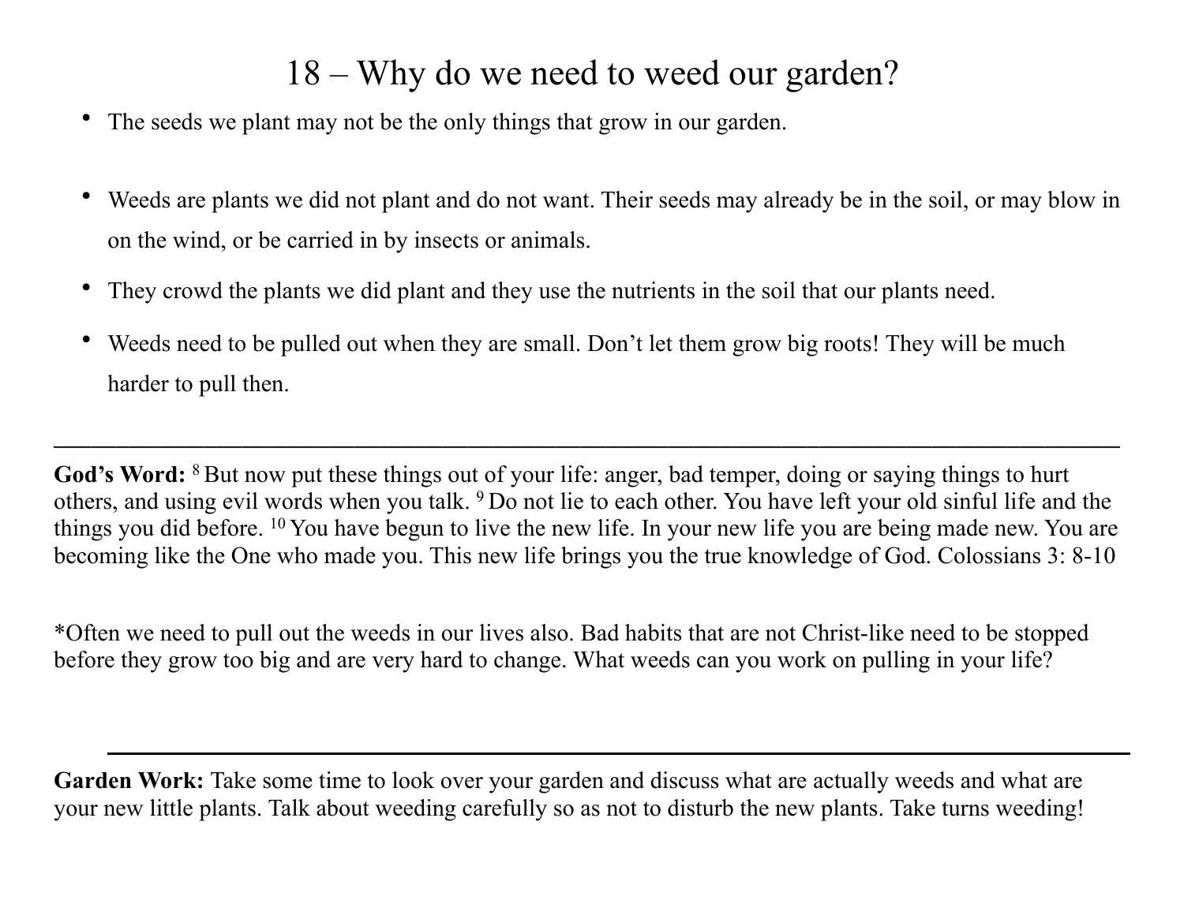# 18 – Why do we need to weed our garden?

- The seeds we plant may not be the only things that grow in our garden.
- Weeds are plants we did not plant and do not want. Their seeds may already be in the soil, or may blow in on the wind, or be carried in by insects or animals.
- They crowd the plants we did plant and they use the nutrients in the soil that our plants need.
- Weeds need to be pulled out when they are small. Don't let them grow big roots! They will be much harder to pull then.

---

**God's Word:** [8] But now put these things out of your life: anger, bad temper, doing or saying things to hurt others, and using evil words when you talk. [9] Do not lie to each other. You have left your old sinful life and the things you did before. [10] You have begun to live the new life. In your new life you are being made new. You are becoming like the One who made you. This new life brings you the true knowledge of God. Colossians 3: 8-10

*Often we need to pull out the weeds in our lives also. Bad habits that are not Christ-like need to be stopped before they grow too big and are very hard to change. What weeds can you work on pulling in your life?

---

**Garden Work:** Take some time to look over your garden and discuss what are actually weeds and what are your new little plants. Talk about weeding carefully so as not to disturb the new plants. Take turns weeding!